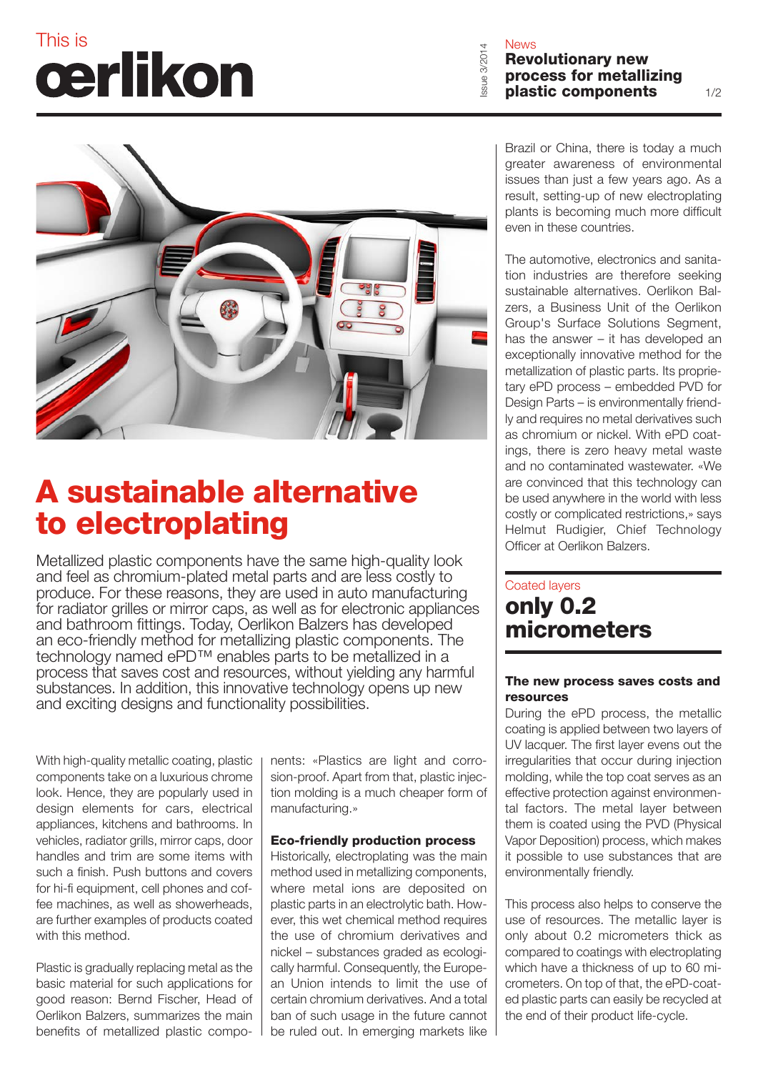This is
# oerlikon

News

## Revolutionary new process for metallizing plastic components

# A sustainable alternative to electroplating

Metallized plastic components have the same high-quality look and feel as chromium-plated metal parts and are less costly to produce. For these reasons, they are used in auto manufacturing for radiator grilles or mirror caps, as well as for electronic appliances and bathroom fittings. Today, Oerlikon Balzers has developed an eco-friendly method for metallizing plastic components. The technology named ePD™ enables parts to be metallized in a process that saves cost and resources, without yielding any harmful substances. In addition, this innovative technology opens up new and exciting designs and functionality possibilities.

With high-quality metallic coating, plastic components take on a luxurious chrome look. Hence, they are popularly used in design elements for cars, electrical appliances, kitchens and bathrooms. In vehicles, radiator grills, mirror caps, door handles and trim are some items with such a finish. Push buttons and covers for hi-fi equipment, cell phones and coffee machines, as well as showerheads, are further examples of products coated with this method.

Plastic is gradually replacing metal as the basic material for such applications for good reason: Bernd Fischer, Head of Oerlikon Balzers, summarizes the main benefits of metallized plastic components: «Plastics are light and corrosion-proof. Apart from that, plastic injection molding is a much cheaper form of manufacturing.»

### Eco-friendly production process

Historically, electroplating was the main method used in metallizing components, where metal ions are deposited on plastic parts in an electrolytic bath. However, this wet chemical method requires the use of chromium derivatives and nickel – substances graded as ecologically harmful. Consequently, the European Union intends to limit the use of certain chromium derivatives. And a total ban of such usage in the future cannot be ruled out. In emerging markets like Brazil or China, there is today a much greater awareness of environmental issues than just a few years ago. As a result, setting-up of new electroplating plants is becoming much more difficult even in these countries.

The automotive, electronics and sanitation industries are therefore seeking sustainable alternatives. Oerlikon Balzers, a Business Unit of the Oerlikon Group's Surface Solutions Segment, has the answer – it has developed an exceptionally innovative method for the metallization of plastic parts. Its proprietary ePD process – embedded PVD for Design Parts – is environmentally friendly and requires no metal derivatives such as chromium or nickel. With ePD coatings, there is zero heavy metal waste and no contaminated wastewater. «We are convinced that this technology can be used anywhere in the world with less costly or complicated restrictions,» says Helmut Rudigier, Chief Technology Officer at Oerlikon Balzers.

Coated layers

## only 0.2 micrometers

### The new process saves costs and resources

During the ePD process, the metallic coating is applied between two layers of UV lacquer. The first layer evens out the irregularities that occur during injection molding, while the top coat serves as an effective protection against environmental factors. The metal layer between them is coated using the PVD (Physical Vapor Deposition) process, which makes it possible to use substances that are environmentally friendly.

This process also helps to conserve the use of resources. The metallic layer is only about 0.2 micrometers thick as compared to coatings with electroplating which have a thickness of up to 60 micrometers. On top of that, the ePD-coated plastic parts can easily be recycled at the end of their product life-cycle.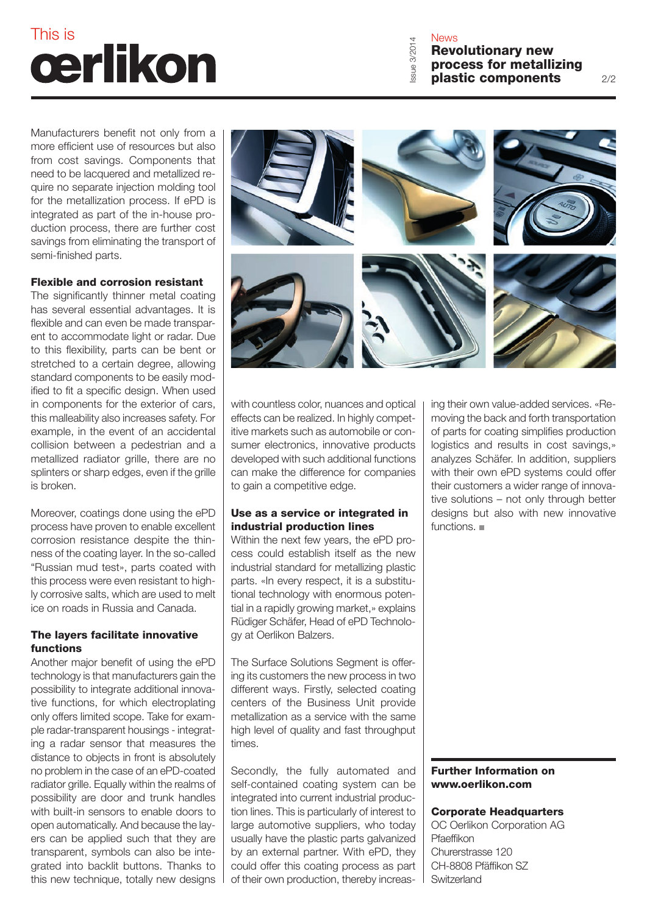Manufacturers benefit not only from a more efficient use of resources but also from cost savings. Components that need to be lacquered and metallized require no separate injection molding tool for the metallization process. If ePD is integrated as part of the in-house production process, there are further cost savings from eliminating the transport of semi-finished parts.

### Flexible and corrosion resistant

The significantly thinner metal coating has several essential advantages. It is flexible and can even be made transparent to accommodate light or radar. Due to this flexibility, parts can be bent or stretched to a certain degree, allowing standard components to be easily modified to fit a specific design. When used in components for the exterior of cars, this malleability also increases safety. For example, in the event of an accidental collision between a pedestrian and a metallized radiator grille, there are no splinters or sharp edges, even if the grille is broken.

Moreover, coatings done using the ePD process have proven to enable excellent corrosion resistance despite the thinness of the coating layer. In the so-called "Russian mud test», parts coated with this process were even resistant to highly corrosive salts, which are used to melt ice on roads in Russia and Canada.

### The layers facilitate innovative functions

Another major benefit of using the ePD technology is that manufacturers gain the possibility to integrate additional innovative functions, for which electroplating only offers limited scope. Take for example radar-transparent housings - integrating a radar sensor that measures the distance to objects in front is absolutely no problem in the case of an ePD-coated radiator grille. Equally within the realms of possibility are door and trunk handles with built-in sensors to enable doors to open automatically. And because the layers can be applied such that they are transparent, symbols can also be integrated into backlit buttons. Thanks to this new technique, totally new designs with countless color, nuances and optical effects can be realized. In highly competitive markets such as automobile or consumer electronics, innovative products developed with such additional functions can make the difference for companies to gain a competitive edge.

### Use as a service or integrated in industrial production lines

Within the next few years, the ePD process could establish itself as the new industrial standard for metallizing plastic parts. «In every respect, it is a substitutional technology with enormous potential in a rapidly growing market,» explains Rüdiger Schäfer, Head of ePD Technology at Oerlikon Balzers.

The Surface Solutions Segment is offering its customers the new process in two different ways. Firstly, selected coating centers of the Business Unit provide metallization as a service with the same high level of quality and fast throughput times.

Secondly, the fully automated and self-contained coating system can be integrated into current industrial production lines. This is particularly of interest to large automotive suppliers, who today usually have the plastic parts galvanized by an external partner. With ePD, they could offer this coating process as part of their own production, thereby increasing their own value-added services. «Removing the back and forth transportation of parts for coating simplifies production logistics and results in cost savings,» analyzes Schäfer. In addition, suppliers with their own ePD systems could offer their customers a wider range of innovative solutions – not only through better designs but also with new innovative functions. ■

**Further Information on www.oerlikon.com**

**Corporate Headquarters**
OC Oerlikon Corporation AG
Pfaeffikon
Churerstrasse 120
CH-8808 Pfäffikon SZ
Switzerland